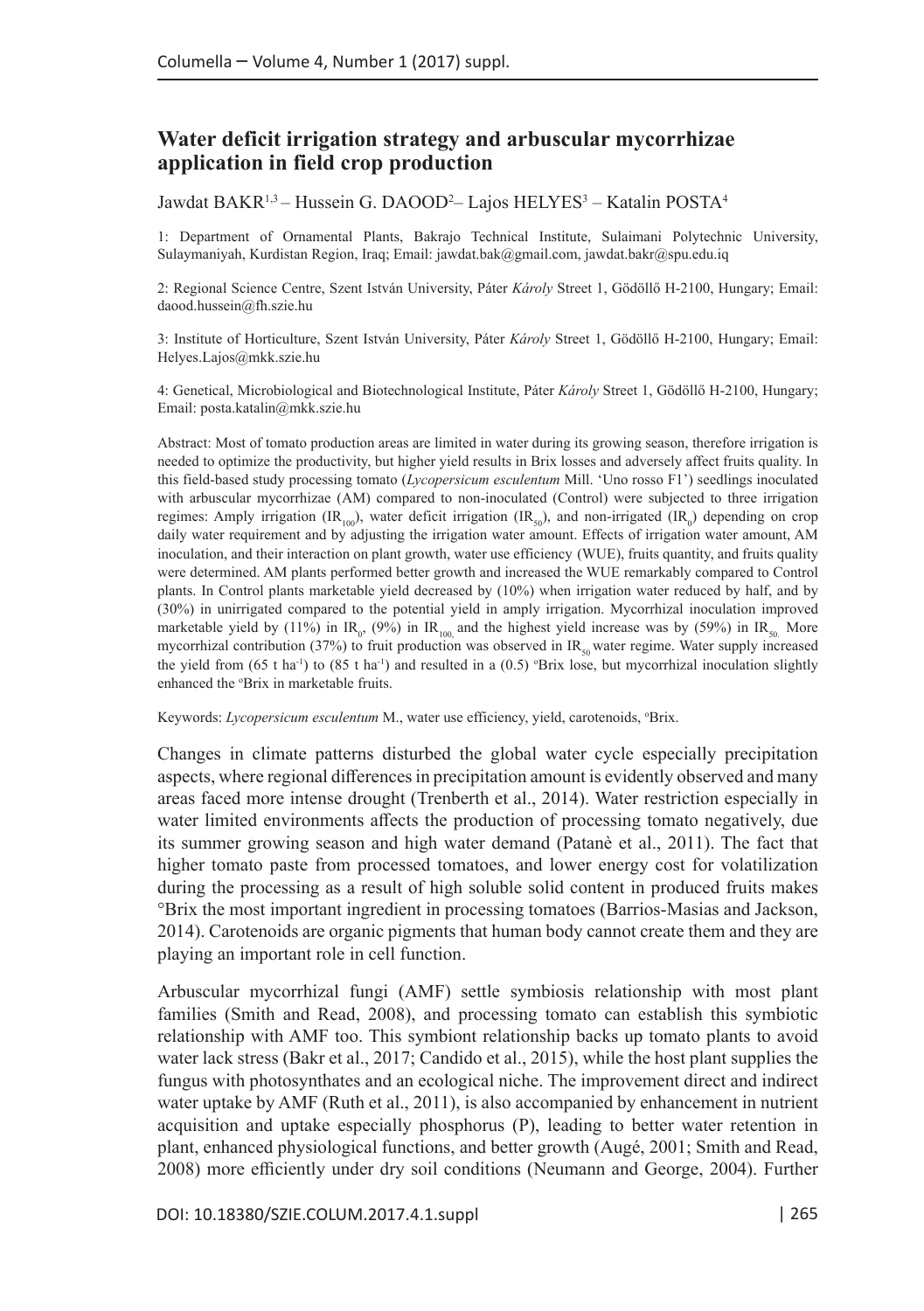# Water deficit irrigation strategy and arbuscular mycorrhizae application in field crop production

Jawdat BAKR[1,3] – Hussein G. DAOOD[2]– Lajos HELYES[3] – Katalin POSTA[4]

1: Department of Ornamental Plants, Bakrajo Technical Institute, Sulaimani Polytechnic University, Sulaymaniyah, Kurdistan Region, Iraq; Email: jawdat.bak@gmail.com, jawdat.bakr@spu.edu.iq

2: Regional Science Centre, Szent István University, Páter *Károly* Street 1, Gödöllő H-2100, Hungary; Email: daood.hussein@fh.szie.hu

3: Institute of Horticulture, Szent István University, Páter *Károly* Street 1, Gödöllő H-2100, Hungary; Email: Helyes.Lajos@mkk.szie.hu

4: Genetical, Microbiological and Biotechnological Institute, Páter *Károly* Street 1, Gödöllő H-2100, Hungary; Email: posta.katalin@mkk.szie.hu

Abstract: Most of tomato production areas are limited in water during its growing season, therefore irrigation is needed to optimize the productivity, but higher yield results in Brix losses and adversely affect fruits quality. In this field-based study processing tomato (*Lycopersicum esculentum* Mill. 'Uno rosso F1') seedlings inoculated with arbuscular mycorrhizae (AM) compared to non-inoculated (Control) were subjected to three irrigation regimes: Amply irrigation ($IR_{100}$), water deficit irrigation ($IR_{50}$), and non-irrigated ($IR_0$) depending on crop daily water requirement and by adjusting the irrigation water amount. Effects of irrigation water amount, AM inoculation, and their interaction on plant growth, water use efficiency (WUE), fruits quantity, and fruits quality were determined. AM plants performed better growth and increased the WUE remarkably compared to Control plants. In Control plants marketable yield decreased by (10%) when irrigation water reduced by half, and by (30%) in unirrigated compared to the potential yield in amply irrigation. Mycorrhizal inoculation improved marketable yield by (11%) in $IR_0$, (9%) in $IR_{100}$ and the highest yield increase was by (59%) in $IR_{50}$. More mycorrhizal contribution (37%) to fruit production was observed in $IR_{50}$ water regime. Water supply increased the yield from (65 t ha$^{-1}$) to (85 t ha$^{-1}$) and resulted in a (0.5) °Brix lose, but mycorrhizal inoculation slightly enhanced the °Brix in marketable fruits.

Keywords: *Lycopersicum esculentum* M., water use efficiency, yield, carotenoids, °Brix.

Changes in climate patterns disturbed the global water cycle especially precipitation aspects, where regional differences in precipitation amount is evidently observed and many areas faced more intense drought (Trenberth et al., 2014). Water restriction especially in water limited environments affects the production of processing tomato negatively, due its summer growing season and high water demand (Patanè et al., 2011). The fact that higher tomato paste from processed tomatoes, and lower energy cost for volatilization during the processing as a result of high soluble solid content in produced fruits makes °Brix the most important ingredient in processing tomatoes (Barrios-Masias and Jackson, 2014). Carotenoids are organic pigments that human body cannot create them and they are playing an important role in cell function.

Arbuscular mycorrhizal fungi (AMF) settle symbiosis relationship with most plant families (Smith and Read, 2008), and processing tomato can establish this symbiotic relationship with AMF too. This symbiont relationship backs up tomato plants to avoid water lack stress (Bakr et al., 2017; Candido et al., 2015), while the host plant supplies the fungus with photosynthates and an ecological niche. The improvement direct and indirect water uptake by AMF (Ruth et al., 2011), is also accompanied by enhancement in nutrient acquisition and uptake especially phosphorus (P), leading to better water retention in plant, enhanced physiological functions, and better growth (Augé, 2001; Smith and Read, 2008) more efficiently under dry soil conditions (Neumann and George, 2004). Further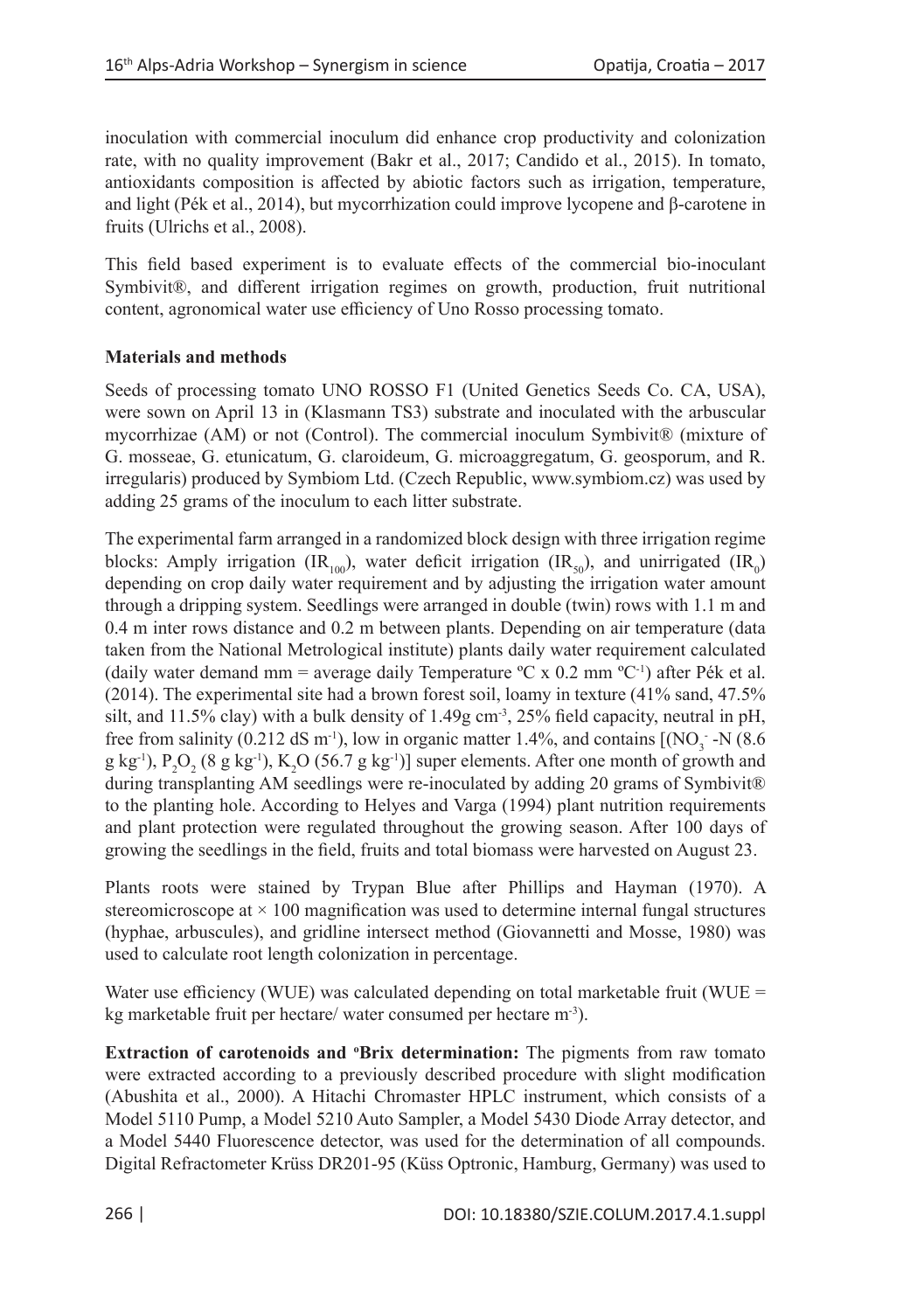inoculation with commercial inoculum did enhance crop productivity and colonization rate, with no quality improvement (Bakr et al., 2017; Candido et al., 2015). In tomato, antioxidants composition is affected by abiotic factors such as irrigation, temperature, and light (Pék et al., 2014), but mycorrhization could improve lycopene and β-carotene in fruits (Ulrichs et al., 2008).

This field based experiment is to evaluate effects of the commercial bio-inoculant Symbivit®, and different irrigation regimes on growth, production, fruit nutritional content, agronomical water use efficiency of Uno Rosso processing tomato.

**Materials and methods**

Seeds of processing tomato UNO ROSSO F1 (United Genetics Seeds Co. CA, USA), were sown on April 13 in (Klasmann TS3) substrate and inoculated with the arbuscular mycorrhizae (AM) or not (Control). The commercial inoculum Symbivit® (mixture of G. mosseae, G. etunicatum, G. claroideum, G. microaggregatum, G. geosporum, and R. irregularis) produced by Symbiom Ltd. (Czech Republic, www.symbiom.cz) was used by adding 25 grams of the inoculum to each litter substrate.

The experimental farm arranged in a randomized block design with three irrigation regime blocks: Amply irrigation ($IR_{100}$), water deficit irrigation ($IR_{50}$), and unirrigated ($IR_0$) depending on crop daily water requirement and by adjusting the irrigation water amount through a dripping system. Seedlings were arranged in double (twin) rows with 1.1 m and 0.4 m inter rows distance and 0.2 m between plants. Depending on air temperature (data taken from the National Metrological institute) plants daily water requirement calculated (daily water demand mm = average daily Temperature ºC x 0.2 mm $ºC^{-1}$) after Pék et al. (2014). The experimental site had a brown forest soil, loamy in texture (41% sand, 47.5% silt, and 11.5% clay) with a bulk density of 1.49g $cm^{-3}$, 25% field capacity, neutral in pH, free from salinity (0.212 dS $m^{-1}$), low in organic matter 1.4%, and contains [($NO_3^-$ -N (8.6 g $kg^{-1}$), $P_2O_2$ (8 g $kg^{-1}$), $K_2O$ (56.7 g $kg^{-1}$)] super elements. After one month of growth and during transplanting AM seedlings were re-inoculated by adding 20 grams of Symbivit® to the planting hole. According to Helyes and Varga (1994) plant nutrition requirements and plant protection were regulated throughout the growing season. After 100 days of growing the seedlings in the field, fruits and total biomass were harvested on August 23.

Plants roots were stained by Trypan Blue after Phillips and Hayman (1970). A stereomicroscope at × 100 magnification was used to determine internal fungal structures (hyphae, arbuscules), and gridline intersect method (Giovannetti and Mosse, 1980) was used to calculate root length colonization in percentage.

Water use efficiency (WUE) was calculated depending on total marketable fruit (WUE = kg marketable fruit per hectare/ water consumed per hectare $m^{-3}$).

**Extraction of carotenoids and ºBrix determination:** The pigments from raw tomato were extracted according to a previously described procedure with slight modification (Abushita et al., 2000). A Hitachi Chromaster HPLC instrument, which consists of a Model 5110 Pump, a Model 5210 Auto Sampler, a Model 5430 Diode Array detector, and a Model 5440 Fluorescence detector, was used for the determination of all compounds. Digital Refractometer Krüss DR201-95 (Küss Optronic, Hamburg, Germany) was used to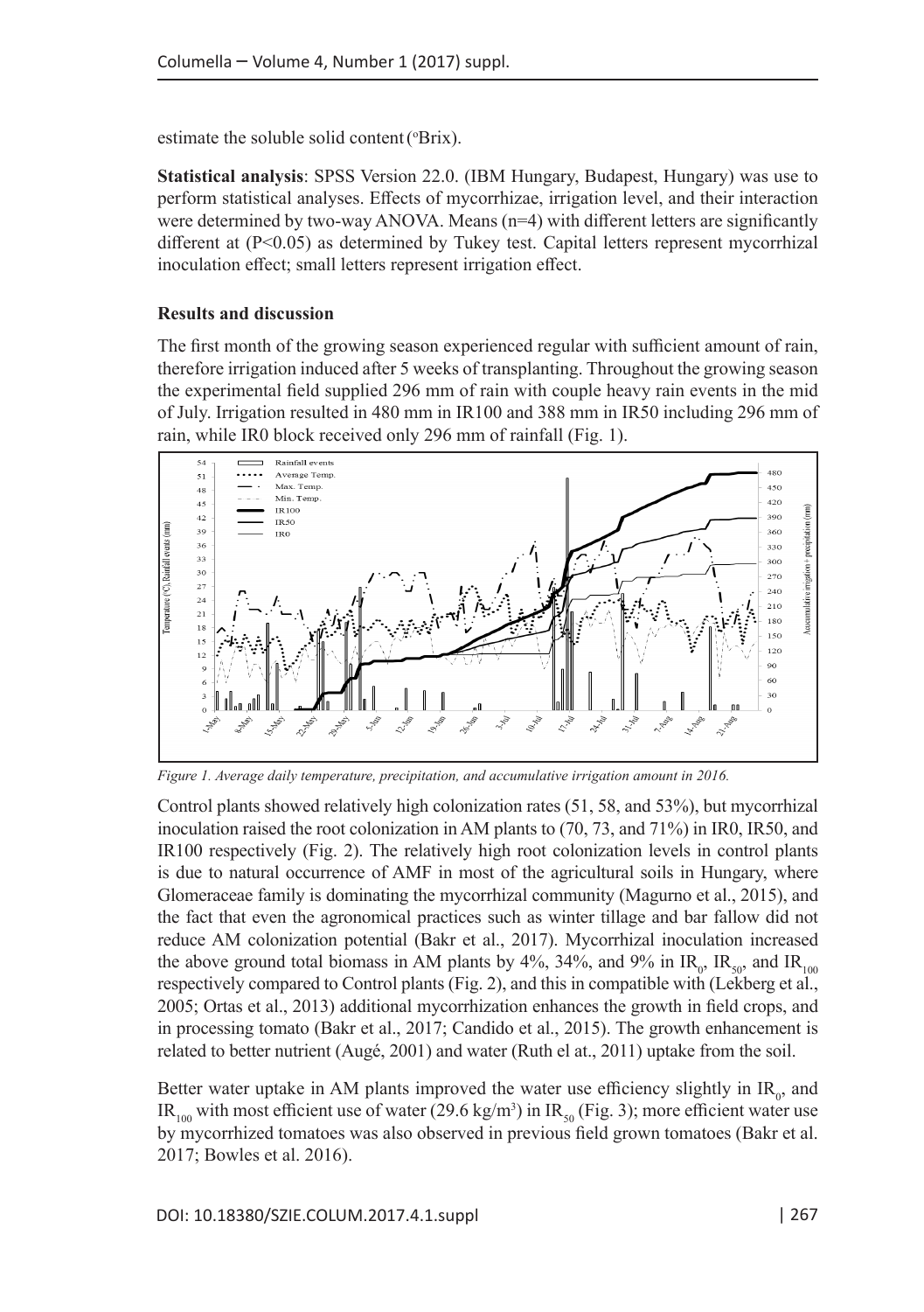estimate the soluble solid content (°Brix).

**Statistical analysis**: SPSS Version 22.0. (IBM Hungary, Budapest, Hungary) was use to perform statistical analyses. Effects of mycorrhizae, irrigation level, and their interaction were determined by two-way ANOVA. Means (n=4) with different letters are significantly different at (P<0.05) as determined by Tukey test. Capital letters represent mycorrhizal inoculation effect; small letters represent irrigation effect.

## Results and discussion

The first month of the growing season experienced regular with sufficient amount of rain, therefore irrigation induced after 5 weeks of transplanting. Throughout the growing season the experimental field supplied 296 mm of rain with couple heavy rain events in the mid of July. Irrigation resulted in 480 mm in IR100 and 388 mm in IR50 including 296 mm of rain, while IR0 block received only 296 mm of rainfall (Fig. 1).

*Figure 1. Average daily temperature, precipitation, and accumulative irrigation amount in 2016.*

Control plants showed relatively high colonization rates (51, 58, and 53%), but mycorrhizal inoculation raised the root colonization in AM plants to (70, 73, and 71%) in IR0, IR50, and IR100 respectively (Fig. 2). The relatively high root colonization levels in control plants is due to natural occurrence of AMF in most of the agricultural soils in Hungary, where Glomeraceae family is dominating the mycorrhizal community (Magurno et al., 2015), and the fact that even the agronomical practices such as winter tillage and bar fallow did not reduce AM colonization potential (Bakr et al., 2017). Mycorrhizal inoculation increased the above ground total biomass in AM plants by 4%, 34%, and 9% in $IR_0$, $IR_{50}$, and $IR_{100}$ respectively compared to Control plants (Fig. 2), and this in compatible with (Lekberg et al., 2005; Ortas et al., 2013) additional mycorrhization enhances the growth in field crops, and in processing tomato (Bakr et al., 2017; Candido et al., 2015). The growth enhancement is related to better nutrient (Augé, 2001) and water (Ruth el at., 2011) uptake from the soil.

Better water uptake in AM plants improved the water use efficiency slightly in $IR_0$, and $IR_{100}$ with most efficient use of water (29.6 kg/m$^3$) in $IR_{50}$ (Fig. 3); more efficient water use by mycorrhized tomatoes was also observed in previous field grown tomatoes (Bakr et al. 2017; Bowles et al. 2016).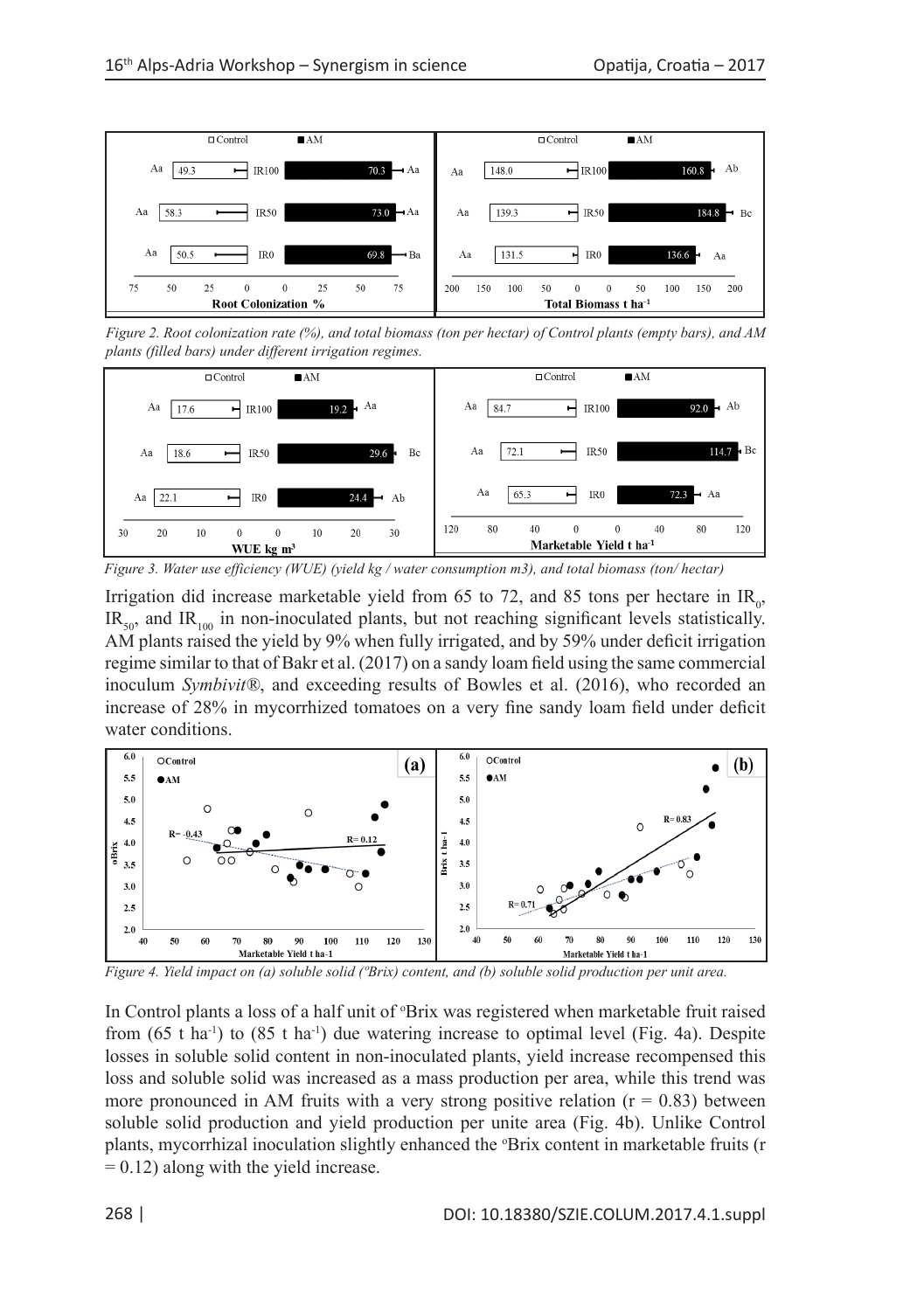Figure 2. Root colonization rate (%), and total biomass (ton per hectar) of Control plants (empty bars), and AM plants (filled bars) under different irrigation regimes.

Figure 3. Water use efficiency (WUE) (yield kg / water consumption m3), and total biomass (ton/ hectar)

Irrigation did increase marketable yield from 65 to 72, and 85 tons per hectare in $IR_0$, $IR_{50}$, and $IR_{100}$ in non-inoculated plants, but not reaching significant levels statistically. AM plants raised the yield by 9% when fully irrigated, and by 59% under deficit irrigation regime similar to that of Bakr et al. (2017) on a sandy loam field using the same commercial inoculum *Symbivit®*, and exceeding results of Bowles et al. (2016), who recorded an increase of 28% in mycorrhized tomatoes on a very fine sandy loam field under deficit water conditions.

Figure 4. Yield impact on (a) soluble solid (°Brix) content, and (b) soluble solid production per unit area.

In Control plants a loss of a half unit of °Brix was registered when marketable fruit raised from (65 t ha$^{-1}$) to (85 t ha$^{-1}$) due watering increase to optimal level (Fig. 4a). Despite losses in soluble solid content in non-inoculated plants, yield increase recompensed this loss and soluble solid was increased as a mass production per area, while this trend was more pronounced in AM fruits with a very strong positive relation ($r = 0.83$) between soluble solid production and yield production per unite area (Fig. 4b). Unlike Control plants, mycorrhizal inoculation slightly enhanced the °Brix content in marketable fruits ($r = 0.12$) along with the yield increase.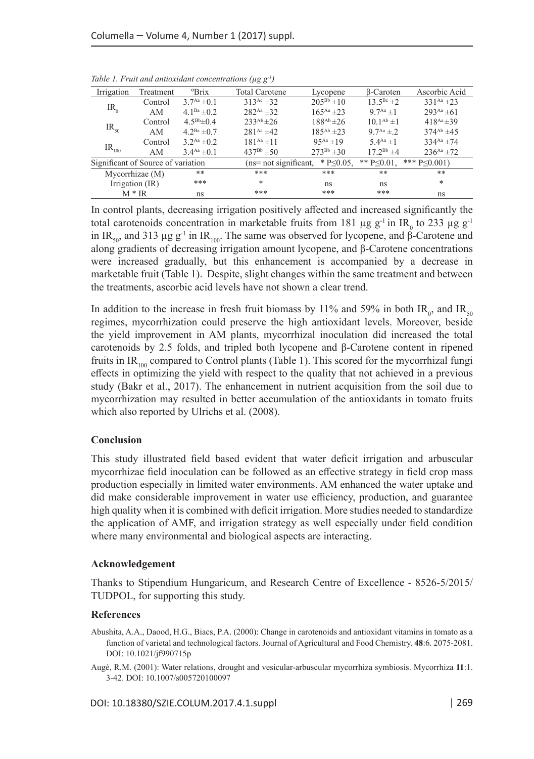*Table 1. Fruit and antioxidant concentrations (μg $g^{-1}$)*

| Irrigation | Treatment | ºBrix | Total Carotene | Lycopene | β-Caroten | Ascorbic Acid |
|---|---|---|---|---|---|---|
| $IR_0$ | Control | $3.7^{Aa} \pm 0.1$ | $313^{Ac} \pm 32$ | $205^{Bb} \pm 10$ | $13.5^{Bc} \pm 2$ | $331^{Aa} \pm 23$ |
| | AM | $4.1^{Ba} \pm 0.2$ | $282^{Aa} \pm 32$ | $165^{Aa} \pm 23$ | $9.7^{Aa} \pm 1$ | $293^{Aa} \pm 61$ |
| $IR_{50}$ | Control | $4.5^{Bb} \pm 0.4$ | $233^{Ab} \pm 26$ | $188^{Ab} \pm 26$ | $10.1^{Ab} \pm 1$ | $418^{Aa} \pm 39$ |
| | AM | $4.2^{Ba} \pm 0.7$ | $281^{Aa} \pm 42$ | $185^{Ab} \pm 23$ | $9.7^{Aa} \pm .2$ | $374^{Ab} \pm 45$ |
| $IR_{100}$ | Control | $3.2^{Aa} \pm 0.2$ | $181^{Aa} \pm 11$ | $95^{Aa} \pm 19$ | $5.4^{Aa} \pm 1$ | $334^{Aa} \pm 74$ |
| | AM | $3.4^{Aa} \pm 0.1$ | $437^{Bb} \pm 50$ | $273^{Bb} \pm 30$ | $17.2^{Bb} \pm 4$ | $236^{Aa} \pm 72$ |
| Significant of Source of variation | | | (ns= not significant, | * $P \leq 0.05$, | ** $P \leq 0.01$, | *** $P \leq 0.001$) |
| Mycorrhizae (M) | | ** | *** | *** | ** | ** |
| Irrigation (IR) | | *** | * | ns | ns | * |
| M * IR | | ns | *** | *** | *** | ns |

In control plants, decreasing irrigation positively affected and increased significantly the total carotenoids concentration in marketable fruits from 181 μg $g^{-1}$ in $IR_0$ to 233 μg $g^{-1}$ in $IR_{50}$, and 313 μg $g^{-1}$ in $IR_{100}$. The same was observed for lycopene, and β-Carotene and along gradients of decreasing irrigation amount lycopene, and β-Carotene concentrations were increased gradually, but this enhancement is accompanied by a decrease in marketable fruit (Table 1). Despite, slight changes within the same treatment and between the treatments, ascorbic acid levels have not shown a clear trend.

In addition to the increase in fresh fruit biomass by 11% and 59% in both $IR_0$, and $IR_{50}$ regimes, mycorrhization could preserve the high antioxidant levels. Moreover, beside the yield improvement in AM plants, mycorrhizal inoculation did increased the total carotenoids by 2.5 folds, and tripled both lycopene and β-Carotene content in ripened fruits in $IR_{100}$ compared to Control plants (Table 1). This scored for the mycorrhizal fungi effects in optimizing the yield with respect to the quality that not achieved in a previous study (Bakr et al., 2017). The enhancement in nutrient acquisition from the soil due to mycorrhization may resulted in better accumulation of the antioxidants in tomato fruits which also reported by Ulrichs et al. (2008).

## Conclusion

This study illustrated field based evident that water deficit irrigation and arbuscular mycorrhizae field inoculation can be followed as an effective strategy in field crop mass production especially in limited water environments. AM enhanced the water uptake and did make considerable improvement in water use efficiency, production, and guarantee high quality when it is combined with deficit irrigation. More studies needed to standardize the application of AMF, and irrigation strategy as well especially under field condition where many environmental and biological aspects are interacting.

## Acknowledgement

Thanks to Stipendium Hungaricum, and Research Centre of Excellence - 8526-5/2015/ TUDPOL, for supporting this study.

## References

Abushita, A.A., Daood, H.G., Biacs, P.A. (2000): Change in carotenoids and antioxidant vitamins in tomato as a function of varietal and technological factors. Journal of Agricultural and Food Chemistry. **48**:6. 2075-2081. DOI: 10.1021/jf990715p

Augé, R.M. (2001): Water relations, drought and vesicular-arbuscular mycorrhiza symbiosis. Mycorrhiza **11**:1. 3-42. DOI: 10.1007/s005720100097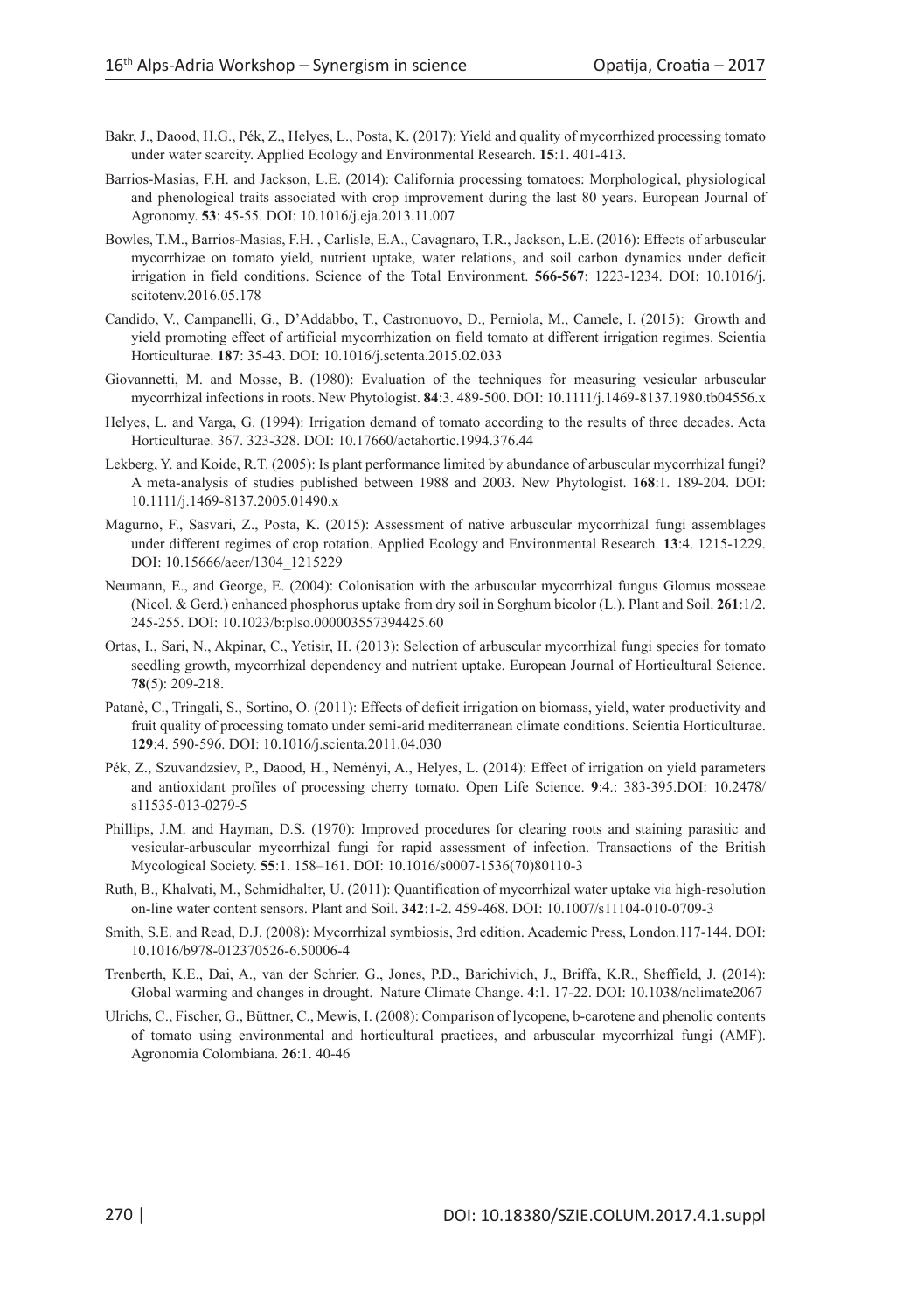Bakr, J., Daood, H.G., Pék, Z., Helyes, L., Posta, K. (2017): Yield and quality of mycorrhized processing tomato under water scarcity. Applied Ecology and Environmental Research. **15**:1. 401-413.

Barrios-Masias, F.H. and Jackson, L.E. (2014): California processing tomatoes: Morphological, physiological and phenological traits associated with crop improvement during the last 80 years. European Journal of Agronomy. **53**: 45-55. DOI: 10.1016/j.eja.2013.11.007

Bowles, T.M., Barrios-Masias, F.H. , Carlisle, E.A., Cavagnaro, T.R., Jackson, L.E. (2016): Effects of arbuscular mycorrhizae on tomato yield, nutrient uptake, water relations, and soil carbon dynamics under deficit irrigation in field conditions. Science of the Total Environment. **566-567**: 1223-1234. DOI: 10.1016/j.scitotenv.2016.05.178

Candido, V., Campanelli, G., D'Addabbo, T., Castronuovo, D., Perniola, M., Camele, I. (2015): Growth and yield promoting effect of artificial mycorrhization on field tomato at different irrigation regimes. Scientia Horticulturae. **187**: 35-43. DOI: 10.1016/j.sctenta.2015.02.033

Giovannetti, M. and Mosse, B. (1980): Evaluation of the techniques for measuring vesicular arbuscular mycorrhizal infections in roots. New Phytologist. **84**:3. 489-500. DOI: 10.1111/j.1469-8137.1980.tb04556.x

Helyes, L. and Varga, G. (1994): Irrigation demand of tomato according to the results of three decades. Acta Horticulturae. 367. 323-328. DOI: 10.17660/actahortic.1994.376.44

Lekberg, Y. and Koide, R.T. (2005): Is plant performance limited by abundance of arbuscular mycorrhizal fungi? A meta-analysis of studies published between 1988 and 2003. New Phytologist. **168**:1. 189-204. DOI: 10.1111/j.1469-8137.2005.01490.x

Magurno, F., Sasvari, Z., Posta, K. (2015): Assessment of native arbuscular mycorrhizal fungi assemblages under different regimes of crop rotation. Applied Ecology and Environmental Research. **13**:4. 1215-1229. DOI: 10.15666/aeer/1304_1215229

Neumann, E., and George, E. (2004): Colonisation with the arbuscular mycorrhizal fungus Glomus mosseae (Nicol. & Gerd.) enhanced phosphorus uptake from dry soil in Sorghum bicolor (L.). Plant and Soil. **261**:1/2. 245-255. DOI: 10.1023/b:plso.000003557394425.60

Ortas, I., Sari, N., Akpinar, C., Yetisir, H. (2013): Selection of arbuscular mycorrhizal fungi species for tomato seedling growth, mycorrhizal dependency and nutrient uptake. European Journal of Horticultural Science. **78**(5): 209-218.

Patanè, C., Tringali, S., Sortino, O. (2011): Effects of deficit irrigation on biomass, yield, water productivity and fruit quality of processing tomato under semi-arid mediterranean climate conditions. Scientia Horticulturae. **129**:4. 590-596. DOI: 10.1016/j.scienta.2011.04.030

Pék, Z., Szuvandzsiev, P., Daood, H., Neményi, A., Helyes, L. (2014): Effect of irrigation on yield parameters and antioxidant profiles of processing cherry tomato. Open Life Science. **9**:4.: 383-395.DOI: 10.2478/s11535-013-0279-5

Phillips, J.M. and Hayman, D.S. (1970): Improved procedures for clearing roots and staining parasitic and vesicular-arbuscular mycorrhizal fungi for rapid assessment of infection. Transactions of the British Mycological Society. **55**:1. 158–161. DOI: 10.1016/s0007-1536(70)80110-3

Ruth, B., Khalvati, M., Schmidhalter, U. (2011): Quantification of mycorrhizal water uptake via high-resolution on-line water content sensors. Plant and Soil. **342**:1-2. 459-468. DOI: 10.1007/s11104-010-0709-3

Smith, S.E. and Read, D.J. (2008): Mycorrhizal symbiosis, 3rd edition. Academic Press, London.117-144. DOI: 10.1016/b978-012370526-6.50006-4

Trenberth, K.E., Dai, A., van der Schrier, G., Jones, P.D., Barichivich, J., Briffa, K.R., Sheffield, J. (2014): Global warming and changes in drought. Nature Climate Change. **4**:1. 17-22. DOI: 10.1038/nclimate2067

Ulrichs, C., Fischer, G., Büttner, C., Mewis, I. (2008): Comparison of lycopene, b-carotene and phenolic contents of tomato using environmental and horticultural practices, and arbuscular mycorrhizal fungi (AMF). Agronomia Colombiana. **26**:1. 40-46